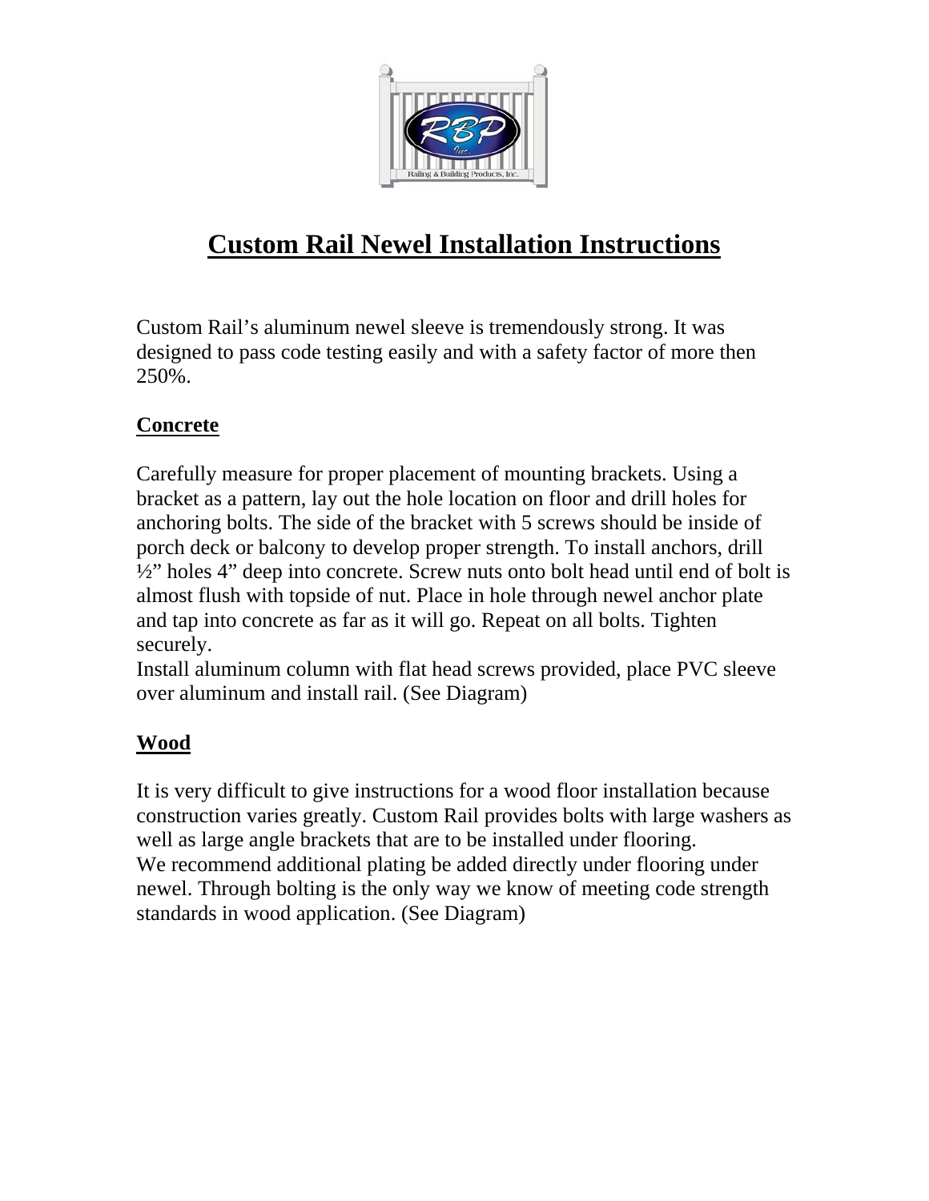# Custom Rail Newel Installation Instructions

Custom Rail's aluminum newel sleeve is tremendously strong. It was designed to pass code testing easily and with a safety factor of more then 250%.

## Concrete

Carefully measure for proper placement of mounting brackets. Using a bracket as a pattern, lay out the hole location on floor and drill holes for anchoring bolts. The side of the bracket with 5 screws should be inside of porch deck or balcony to develop proper strength. To install anchors, drill ½" holes 4" deep into concrete. Screw nuts onto bolt head until end of bolt is almost flush with topside of nut. Place in hole through newel anchor plate and tap into concrete as far as it will go. Repeat on all bolts. Tighten securely.

Install aluminum column with flat head screws provided, place PVC sleeve over aluminum and install rail. (See Diagram)

## Wood

It is very difficult to give instructions for a wood floor installation because construction varies greatly. Custom Rail provides bolts with large washers as well as large angle brackets that are to be installed under flooring.

We recommend additional plating be added directly under flooring under newel. Through bolting is the only way we know of meeting code strength standards in wood application. (See Diagram)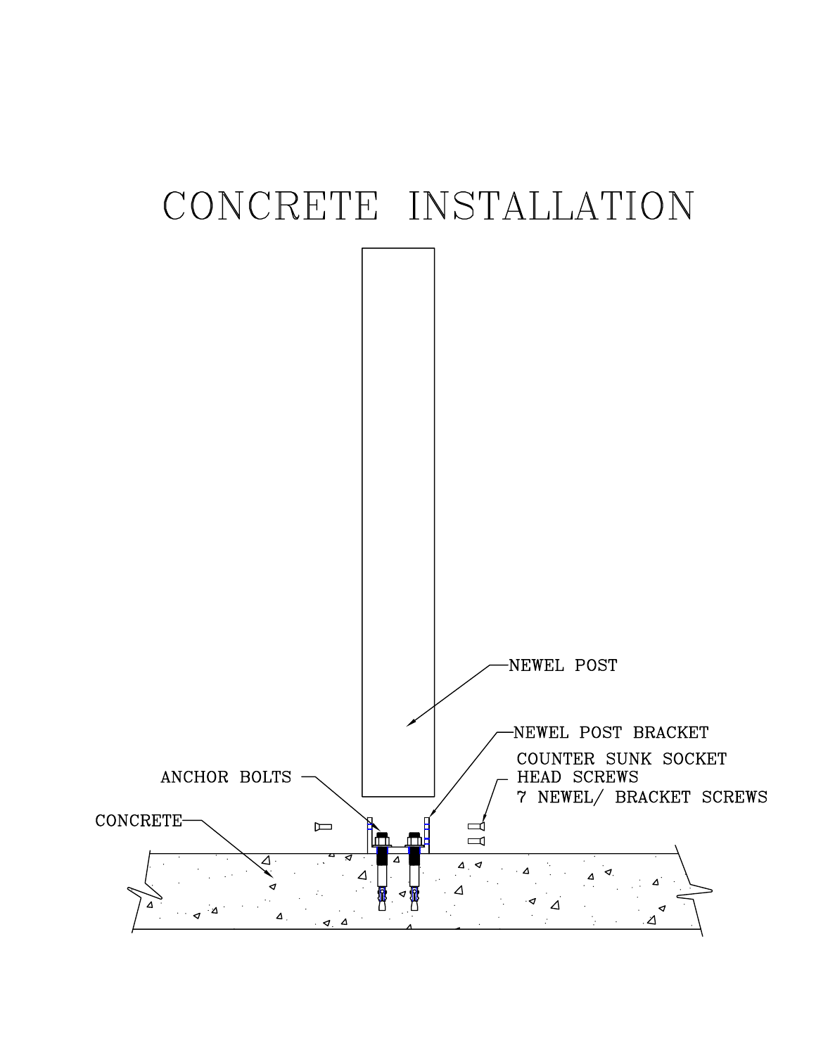# CONCRETE INSTALLATION

NEWEL POST

NEWEL POST BRACKET

COUNTER SUNK SOCKET HEAD SCREWS

7 NEWEL/ BRACKET SCREWS

ANCHOR BOLTS

CONCRETE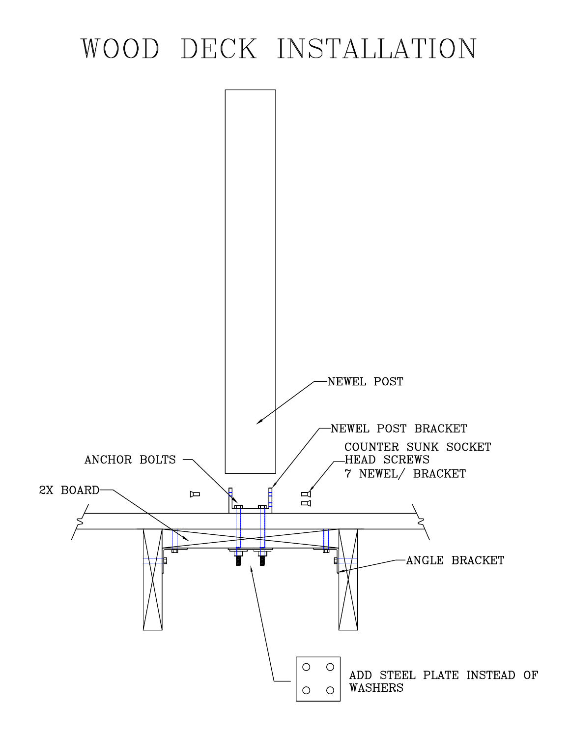# WOOD DECK INSTALLATION

NEWEL POST

NEWEL POST BRACKET

COUNTER SUNK SOCKET HEAD SCREWS 7 NEWEL/ BRACKET

ANCHOR BOLTS

2X BOARD

ANGLE BRACKET

ADD STEEL PLATE INSTEAD OF WASHERS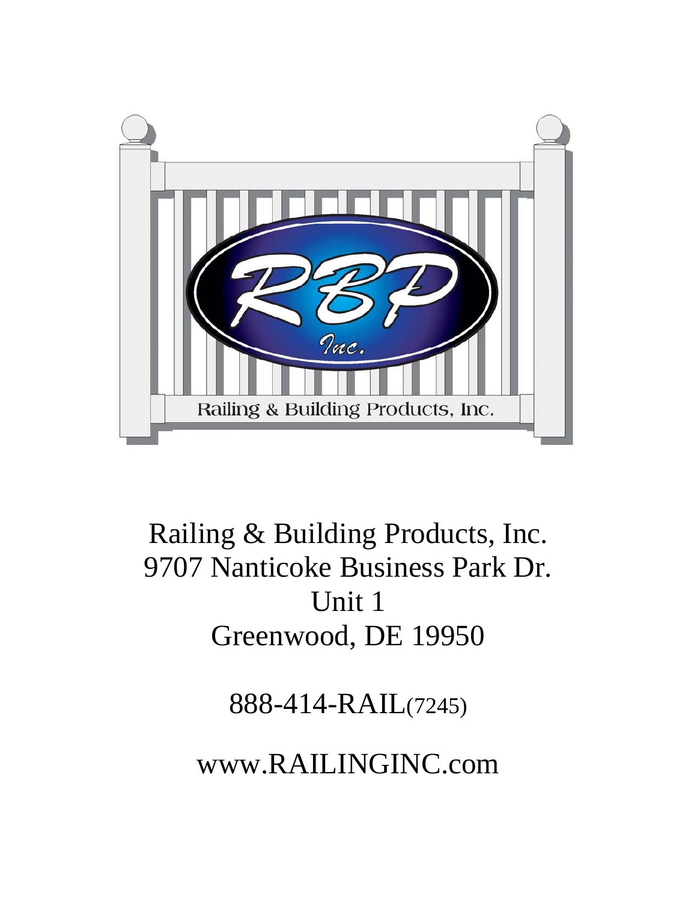Railing & Building Products, Inc.
9707 Nanticoke Business Park Dr.
Unit 1
Greenwood, DE 19950

888-414-RAIL(7245)

www.RAILINGINC.com